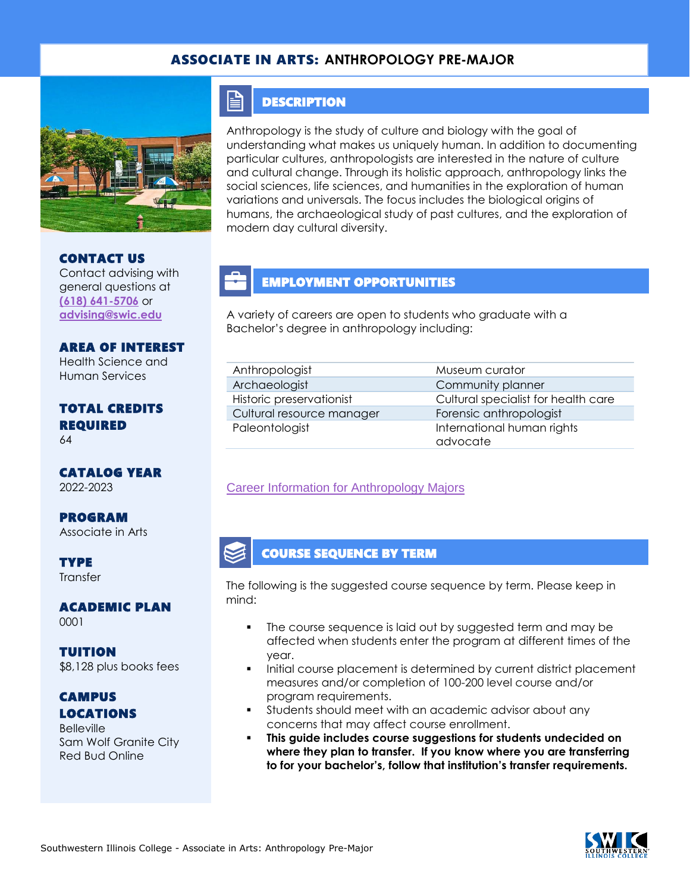# ASSOCIATE IN ARTS: ANTHROPOLOGY PRE-MAJOR

## CONTACT US

Contact advising with general questions at (618) 641-5706 or advising@swic.edu

## AREA OF INTEREST

Health Science and Human Services

## TOTAL CREDITS REQUIRED

64

## CATALOG YEAR

2022-2023

## PROGRAM

Associate in Arts

## TYPE

Transfer

## ACADEMIC PLAN

0001

## TUITION

$8,128 plus books fees

## CAMPUS LOCATIONS

Belleville
Sam Wolf Granite City
Red Bud Online

## DESCRIPTION

Anthropology is the study of culture and biology with the goal of understanding what makes us uniquely human. In addition to documenting particular cultures, anthropologists are interested in the nature of culture and cultural change. Through its holistic approach, anthropology links the social sciences, life sciences, and humanities in the exploration of human variations and universals. The focus includes the biological origins of humans, the archaeological study of past cultures, and the exploration of modern day cultural diversity.

## EMPLOYMENT OPPORTUNITIES

A variety of careers are open to students who graduate with a Bachelor's degree in anthropology including:

| | |
|---|---|
| Anthropologist | Museum curator |
| Archaeologist | Community planner |
| Historic preservationist | Cultural specialist for health care |
| Cultural resource manager | Forensic anthropologist |
| Paleontologist | International human rights advocate |

Career Information for Anthropology Majors

## COURSE SEQUENCE BY TERM

The following is the suggested course sequence by term. Please keep in mind:

- The course sequence is laid out by suggested term and may be affected when students enter the program at different times of the year.
- Initial course placement is determined by current district placement measures and/or completion of 100-200 level course and/or program requirements.
- Students should meet with an academic advisor about any concerns that may affect course enrollment.
- **This guide includes course suggestions for students undecided on where they plan to transfer. If you know where you are transferring to for your bachelor's, follow that institution's transfer requirements.**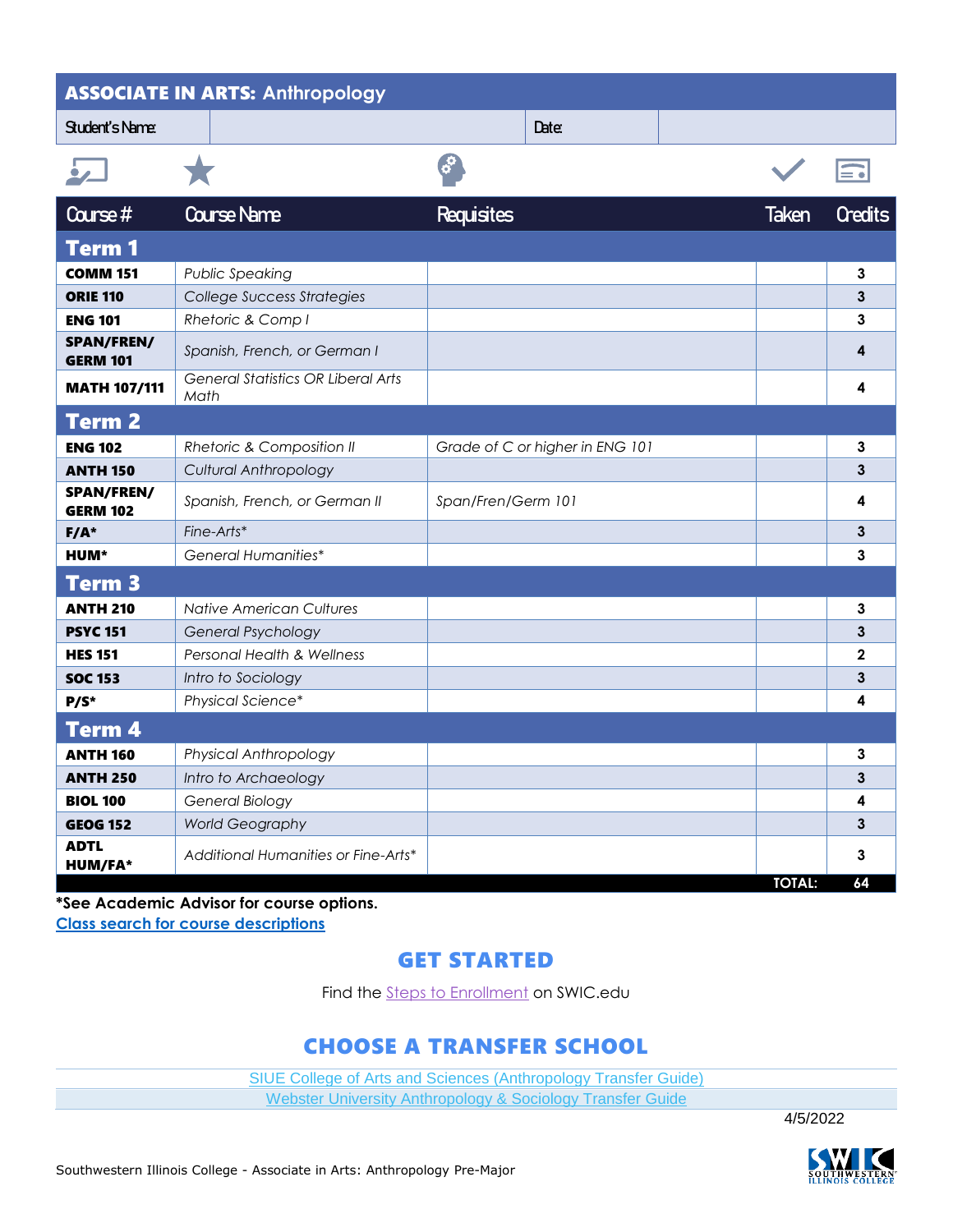# ASSOCIATE IN ARTS: Anthropology

| Student's Name: | | Date: | |
|---|---|---|---|

| Course # | Course Name | Requisites | Taken | Credits |
|---|---|---|---|---|
| **Term 1** | | | | |
| **COMM 151** | *Public Speaking* | | | 3 |
| **ORIE 110** | *College Success Strategies* | | | 3 |
| **ENG 101** | *Rhetoric & Comp I* | | | 3 |
| **SPAN/FREN/ GERM 101** | *Spanish, French, or German I* | | | 4 |
| **MATH 107/111** | *General Statistics OR Liberal Arts Math* | | | 4 |
| **Term 2** | | | | |
| **ENG 102** | *Rhetoric & Composition II* | *Grade of C or higher in ENG 101* | | 3 |
| **ANTH 150** | *Cultural Anthropology* | | | 3 |
| **SPAN/FREN/ GERM 102** | *Spanish, French, or German II* | *Span/Fren/Germ 101* | | 4 |
| **F/A*** | *Fine-Arts** | | | 3 |
| **HUM*** | *General Humanities** | | | 3 |
| **Term 3** | | | | |
| **ANTH 210** | *Native American Cultures* | | | 3 |
| **PSYC 151** | *General Psychology* | | | 3 |
| **HES 151** | *Personal Health & Wellness* | | | 2 |
| **SOC 153** | *Intro to Sociology* | | | 3 |
| **P/S*** | *Physical Science** | | | 4 |
| **Term 4** | | | | |
| **ANTH 160** | *Physical Anthropology* | | | 3 |
| **ANTH 250** | *Intro to Archaeology* | | | 3 |
| **BIOL 100** | *General Biology* | | | 4 |
| **GEOG 152** | *World Geography* | | | 3 |
| **ADTL HUM/FA*** | *Additional Humanities or Fine-Arts** | | | 3 |
| | | | **TOTAL:** | **64** |

***See Academic Advisor for course options.**

**Class search for course descriptions**

## GET STARTED

Find the Steps to Enrollment on SWIC.edu

## CHOOSE A TRANSFER SCHOOL

SIUE College of Arts and Sciences (Anthropology Transfer Guide)

Webster University Anthropology & Sociology Transfer Guide

4/5/2022